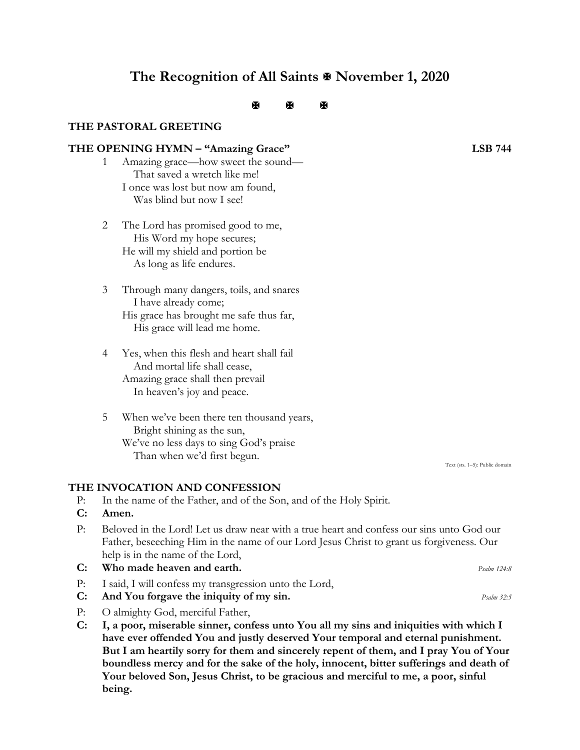# The Recognition of All Saints ✠ November 1, 2020

✠ ✠ ✠

## THE PASTORAL GREETING

## THE OPENING HYMN – "Amazing Grace" LSB 744

1 Amazing grace—how sweet the sound—
   That saved a wretch like me!
I once was lost but now am found,
   Was blind but now I see!

2 The Lord has promised good to me,
   His Word my hope secures;
He will my shield and portion be
   As long as life endures.

3 Through many dangers, toils, and snares
   I have already come;
His grace has brought me safe thus far,
   His grace will lead me home.

4 Yes, when this flesh and heart shall fail
   And mortal life shall cease,
Amazing grace shall then prevail
   In heaven's joy and peace.

5 When we've been there ten thousand years,
   Bright shining as the sun,
We've no less days to sing God's praise
   Than when we'd first begun.

Text (sts. 1–5): Public domain

## THE INVOCATION AND CONFESSION

P: In the name of the Father, and of the Son, and of the Holy Spirit.

**C: Amen.**

P: Beloved in the Lord! Let us draw near with a true heart and confess our sins unto God our Father, beseeching Him in the name of our Lord Jesus Christ to grant us forgiveness. Our help is in the name of the Lord,

**C: Who made heaven and earth.** *Psalm 124:8*

P: I said, I will confess my transgression unto the Lord,

**C: And You forgave the iniquity of my sin.** *Psalm 32:5*

P: O almighty God, merciful Father,

**C: I, a poor, miserable sinner, confess unto You all my sins and iniquities with which I have ever offended You and justly deserved Your temporal and eternal punishment. But I am heartily sorry for them and sincerely repent of them, and I pray You of Your boundless mercy and for the sake of the holy, innocent, bitter sufferings and death of Your beloved Son, Jesus Christ, to be gracious and merciful to me, a poor, sinful being.**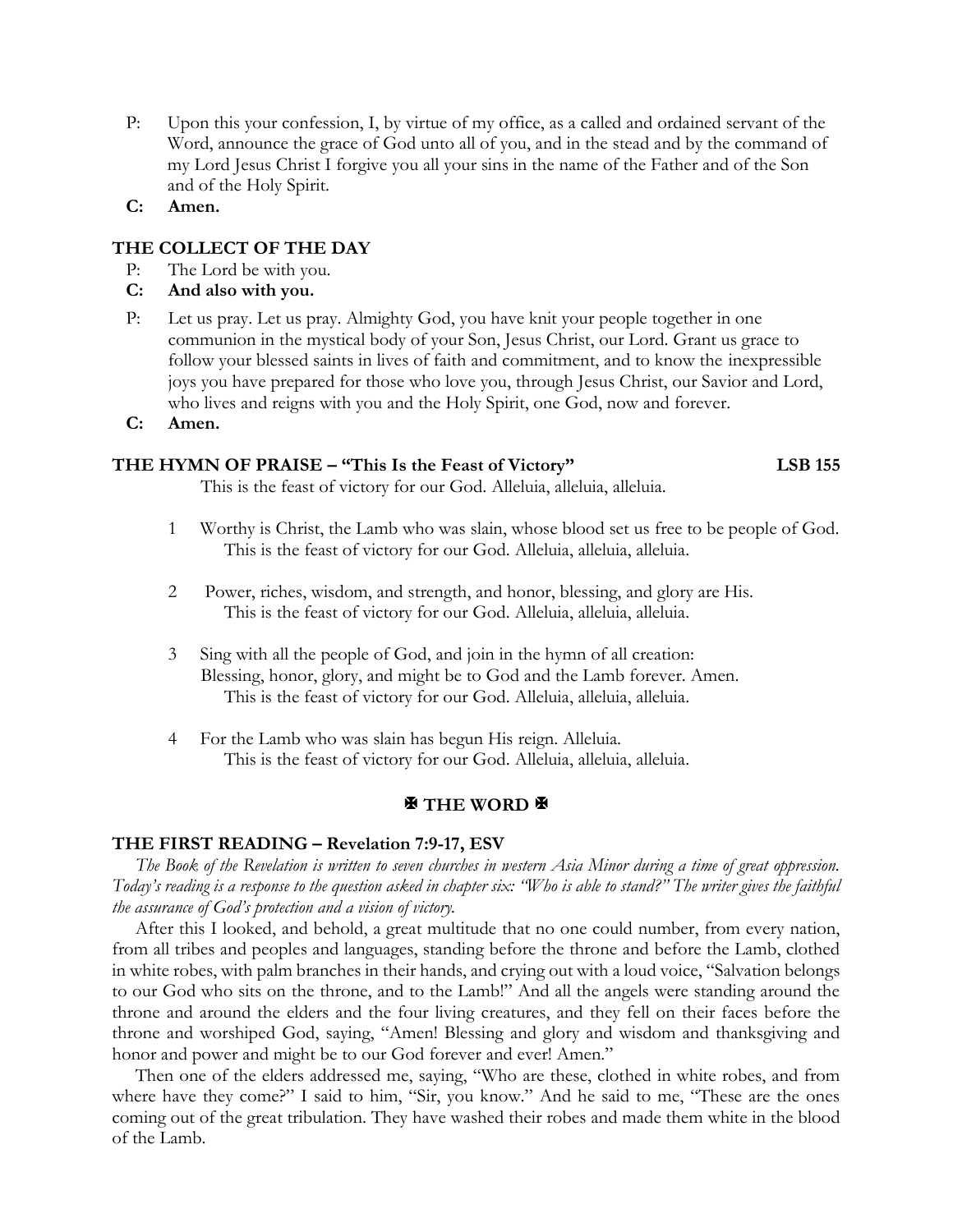P: Upon this your confession, I, by virtue of my office, as a called and ordained servant of the Word, announce the grace of God unto all of you, and in the stead and by the command of my Lord Jesus Christ I forgive you all your sins in the name of the Father and of the Son and of the Holy Spirit.

**C: Amen.**

## THE COLLECT OF THE DAY

P: The Lord be with you.

**C: And also with you.**

P: Let us pray. Let us pray. Almighty God, you have knit your people together in one communion in the mystical body of your Son, Jesus Christ, our Lord. Grant us grace to follow your blessed saints in lives of faith and commitment, and to know the inexpressible joys you have prepared for those who love you, through Jesus Christ, our Savior and Lord, who lives and reigns with you and the Holy Spirit, one God, now and forever.

**C: Amen.**

## THE HYMN OF PRAISE – "This Is the Feast of Victory" LSB 155

This is the feast of victory for our God. Alleluia, alleluia, alleluia.

1 Worthy is Christ, the Lamb who was slain, whose blood set us free to be people of God.
This is the feast of victory for our God. Alleluia, alleluia, alleluia.

2 Power, riches, wisdom, and strength, and honor, blessing, and glory are His.
This is the feast of victory for our God. Alleluia, alleluia, alleluia.

3 Sing with all the people of God, and join in the hymn of all creation:
Blessing, honor, glory, and might be to God and the Lamb forever. Amen.
This is the feast of victory for our God. Alleluia, alleluia, alleluia.

4 For the Lamb who was slain has begun His reign. Alleluia.
This is the feast of victory for our God. Alleluia, alleluia, alleluia.

# ✠ THE WORD ✠

## THE FIRST READING – Revelation 7:9-17, ESV

*The Book of the Revelation is written to seven churches in western Asia Minor during a time of great oppression. Today's reading is a response to the question asked in chapter six: "Who is able to stand?" The writer gives the faithful the assurance of God's protection and a vision of victory.*

After this I looked, and behold, a great multitude that no one could number, from every nation, from all tribes and peoples and languages, standing before the throne and before the Lamb, clothed in white robes, with palm branches in their hands, and crying out with a loud voice, "Salvation belongs to our God who sits on the throne, and to the Lamb!" And all the angels were standing around the throne and around the elders and the four living creatures, and they fell on their faces before the throne and worshiped God, saying, "Amen! Blessing and glory and wisdom and thanksgiving and honor and power and might be to our God forever and ever! Amen."

Then one of the elders addressed me, saying, "Who are these, clothed in white robes, and from where have they come?" I said to him, "Sir, you know." And he said to me, "These are the ones coming out of the great tribulation. They have washed their robes and made them white in the blood of the Lamb.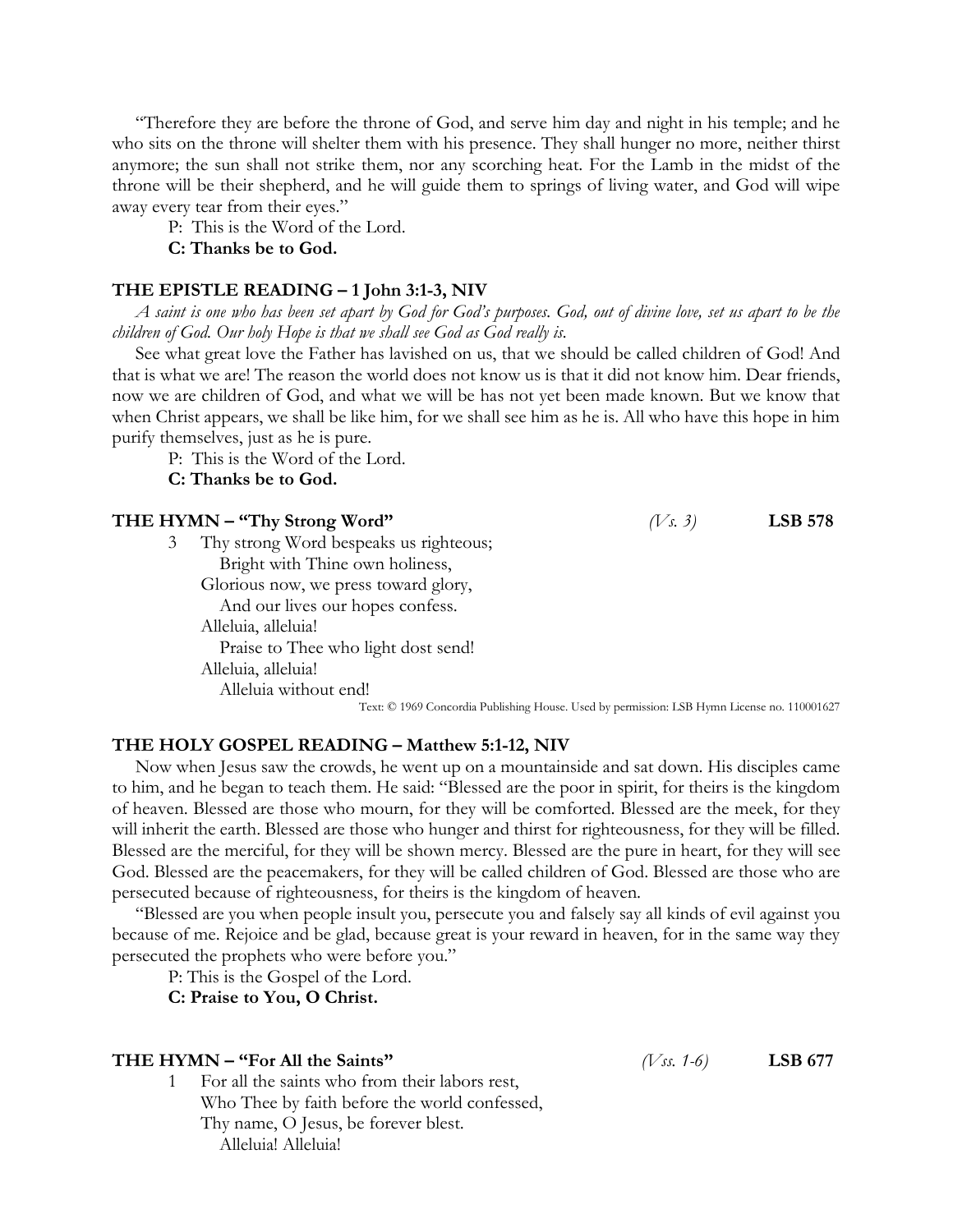"Therefore they are before the throne of God, and serve him day and night in his temple; and he who sits on the throne will shelter them with his presence. They shall hunger no more, neither thirst anymore; the sun shall not strike them, nor any scorching heat. For the Lamb in the midst of the throne will be their shepherd, and he will guide them to springs of living water, and God will wipe away every tear from their eyes."

P: This is the Word of the Lord.

**C: Thanks be to God.**

### THE EPISTLE READING – 1 John 3:1-3, NIV

*A saint is one who has been set apart by God for God's purposes. God, out of divine love, set us apart to be the children of God. Our holy Hope is that we shall see God as God really is.*

See what great love the Father has lavished on us, that we should be called children of God! And that is what we are! The reason the world does not know us is that it did not know him. Dear friends, now we are children of God, and what we will be has not yet been made known. But we know that when Christ appears, we shall be like him, for we shall see him as he is. All who have this hope in him purify themselves, just as he is pure.

P: This is the Word of the Lord.

**C: Thanks be to God.**

### THE HYMN – "Thy Strong Word" *(Vs. 3)* LSB 578

3 Thy strong Word bespeaks us righteous;
Bright with Thine own holiness,
Glorious now, we press toward glory,
And our lives our hopes confess.
Alleluia, alleluia!
Praise to Thee who light dost send!
Alleluia, alleluia!
Alleluia without end!

Text: © 1969 Concordia Publishing House. Used by permission: LSB Hymn License no. 110001627

### THE HOLY GOSPEL READING – Matthew 5:1-12, NIV

Now when Jesus saw the crowds, he went up on a mountainside and sat down. His disciples came to him, and he began to teach them. He said: "Blessed are the poor in spirit, for theirs is the kingdom of heaven. Blessed are those who mourn, for they will be comforted. Blessed are the meek, for they will inherit the earth. Blessed are those who hunger and thirst for righteousness, for they will be filled. Blessed are the merciful, for they will be shown mercy. Blessed are the pure in heart, for they will see God. Blessed are the peacemakers, for they will be called children of God. Blessed are those who are persecuted because of righteousness, for theirs is the kingdom of heaven.

"Blessed are you when people insult you, persecute you and falsely say all kinds of evil against you because of me. Rejoice and be glad, because great is your reward in heaven, for in the same way they persecuted the prophets who were before you."

P: This is the Gospel of the Lord.

**C: Praise to You, O Christ.**

### THE HYMN – "For All the Saints" *(Vss. 1-6)* LSB 677

1 For all the saints who from their labors rest,
Who Thee by faith before the world confessed,
Thy name, O Jesus, be forever blest.
Alleluia! Alleluia!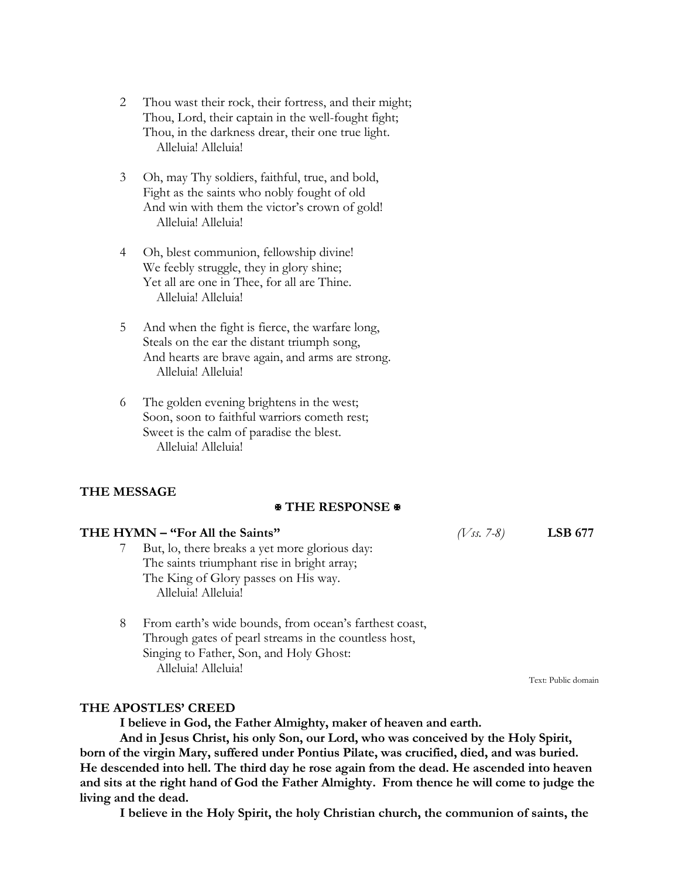2 Thou wast their rock, their fortress, and their might;
Thou, Lord, their captain in the well-fought fight;
Thou, in the darkness drear, their one true light.
Alleluia! Alleluia!

3 Oh, may Thy soldiers, faithful, true, and bold,
Fight as the saints who nobly fought of old
And win with them the victor's crown of gold!
Alleluia! Alleluia!

4 Oh, blest communion, fellowship divine!
We feebly struggle, they in glory shine;
Yet all are one in Thee, for all are Thine.
Alleluia! Alleluia!

5 And when the fight is fierce, the warfare long,
Steals on the ear the distant triumph song,
And hearts are brave again, and arms are strong.
Alleluia! Alleluia!

6 The golden evening brightens in the west;
Soon, soon to faithful warriors cometh rest;
Sweet is the calm of paradise the blest.
Alleluia! Alleluia!

**THE MESSAGE**

**✠ THE RESPONSE ✠**

**THE HYMN – "For All the Saints"** *(Vss. 7-8)* **LSB 677**

7 But, lo, there breaks a yet more glorious day:
The saints triumphant rise in bright array;
The King of Glory passes on His way.
Alleluia! Alleluia!

8 From earth's wide bounds, from ocean's farthest coast,
Through gates of pearl streams in the countless host,
Singing to Father, Son, and Holy Ghost:
Alleluia! Alleluia!

Text: Public domain

**THE APOSTLES' CREED**

**I believe in God, the Father Almighty, maker of heaven and earth.**

**And in Jesus Christ, his only Son, our Lord, who was conceived by the Holy Spirit, born of the virgin Mary, suffered under Pontius Pilate, was crucified, died, and was buried. He descended into hell. The third day he rose again from the dead. He ascended into heaven and sits at the right hand of God the Father Almighty. From thence he will come to judge the living and the dead.**

**I believe in the Holy Spirit, the holy Christian church, the communion of saints, the**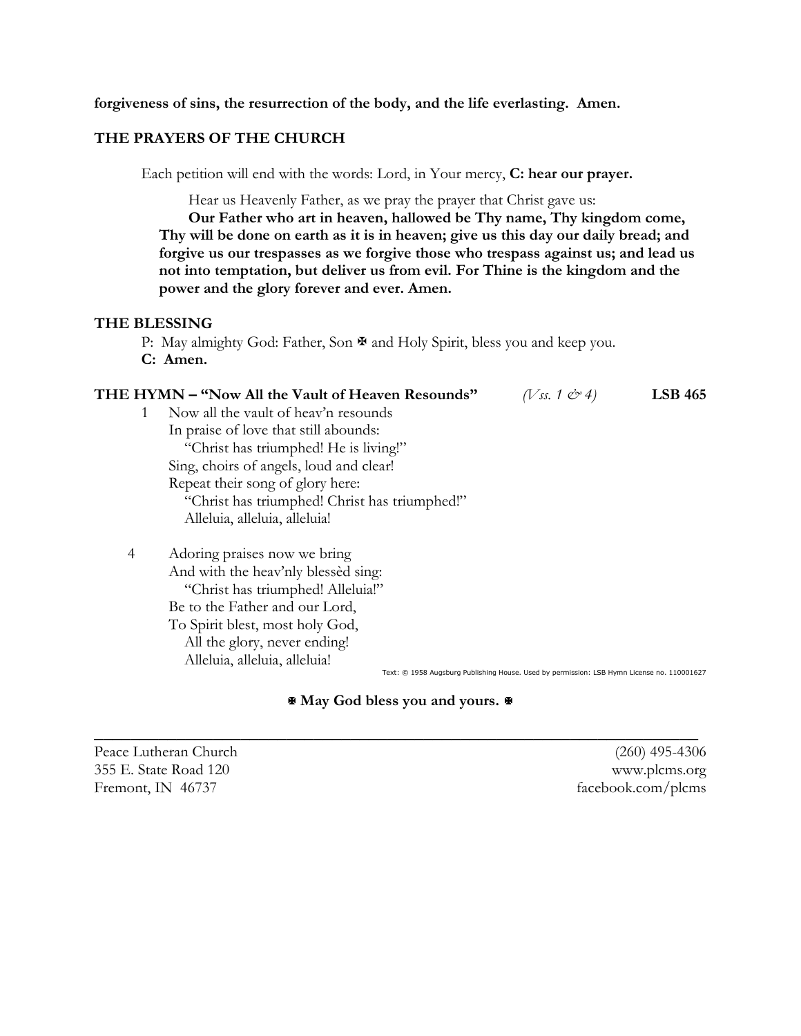**forgiveness of sins, the resurrection of the body, and the life everlasting. Amen.**

## THE PRAYERS OF THE CHURCH

Each petition will end with the words: Lord, in Your mercy, **C: hear our prayer.**

Hear us Heavenly Father, as we pray the prayer that Christ gave us:

**Our Father who art in heaven, hallowed be Thy name, Thy kingdom come, Thy will be done on earth as it is in heaven; give us this day our daily bread; and forgive us our trespasses as we forgive those who trespass against us; and lead us not into temptation, but deliver us from evil. For Thine is the kingdom and the power and the glory forever and ever. Amen.**

## THE BLESSING

P: May almighty God: Father, Son ✠ and Holy Spirit, bless you and keep you.
**C: Amen.**

## THE HYMN – "Now All the Vault of Heaven Resounds" *(Vss. 1 & 4)* LSB 465

1 Now all the vault of heav'n resounds
In praise of love that still abounds:
"Christ has triumphed! He is living!"
Sing, choirs of angels, loud and clear!
Repeat their song of glory here:
"Christ has triumphed! Christ has triumphed!"
Alleluia, alleluia, alleluia!

4 Adoring praises now we bring
And with the heav'nly blessèd sing:
"Christ has triumphed! Alleluia!"
Be to the Father and our Lord,
To Spirit blest, most holy God,
All the glory, never ending!
Alleluia, alleluia, alleluia!

Text: © 1958 Augsburg Publishing House. Used by permission: LSB Hymn License no. 110001627

**✠ May God bless you and yours. ✠**

---

Peace Lutheran Church
355 E. State Road 120
Fremont, IN 46737

(260) 495-4306
www.plcms.org
facebook.com/plcms